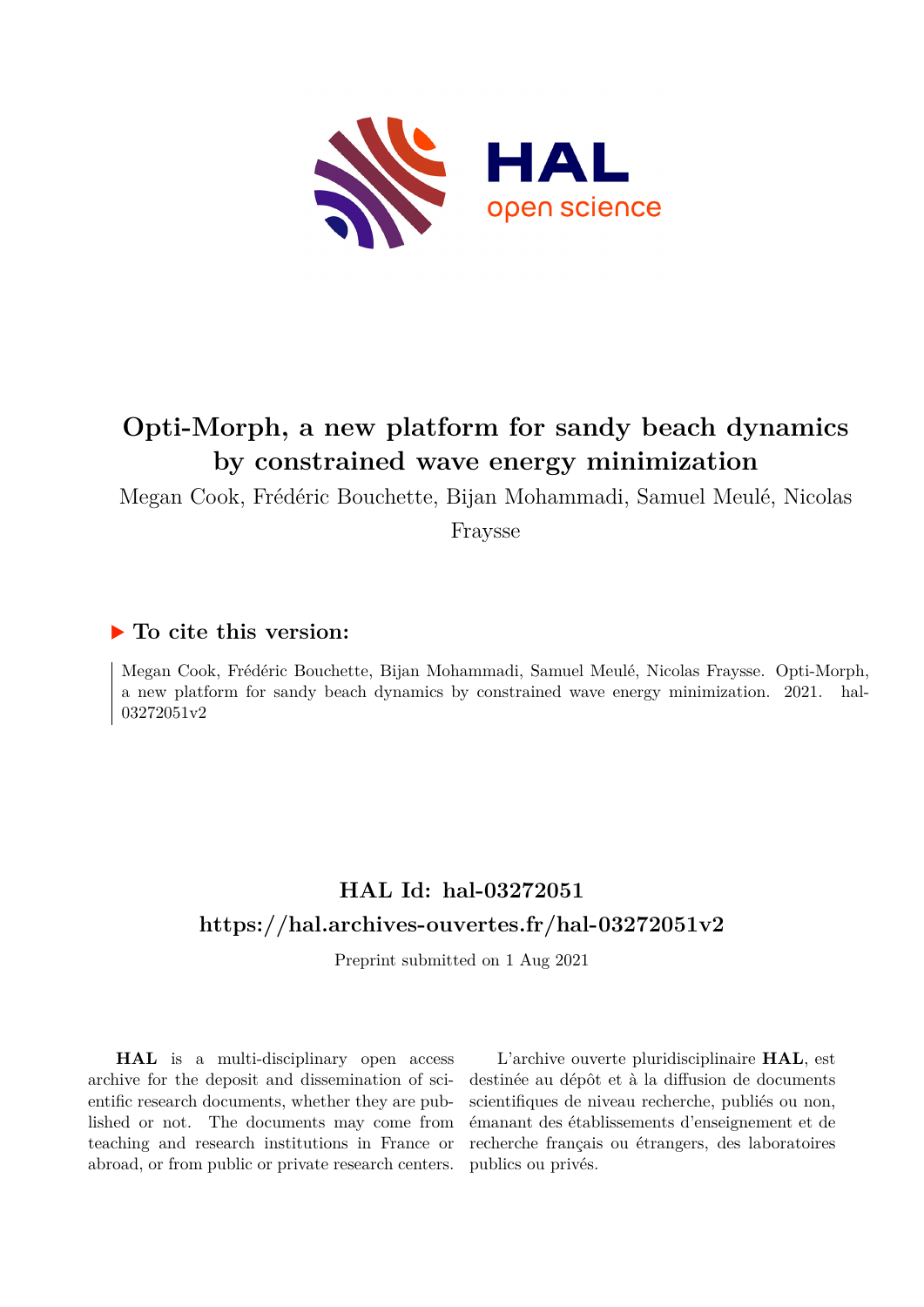# Opti-Morph, a new platform for sandy beach dynamics by constrained wave energy minimization

Megan Cook, Frédéric Bouchette, Bijan Mohammadi, Samuel Meulé, Nicolas Fraysse

## ▶ To cite this version:

Megan Cook, Frédéric Bouchette, Bijan Mohammadi, Samuel Meulé, Nicolas Fraysse. Opti-Morph, a new platform for sandy beach dynamics by constrained wave energy minimization. 2021. hal-03272051v2

## HAL Id: hal-03272051

## https://hal.archives-ouvertes.fr/hal-03272051v2

Preprint submitted on 1 Aug 2021

**HAL** is a multi-disciplinary open access archive for the deposit and dissemination of scientific research documents, whether they are published or not. The documents may come from teaching and research institutions in France or abroad, or from public or private research centers.

L'archive ouverte pluridisciplinaire **HAL**, est destinée au dépôt et à la diffusion de documents scientifiques de niveau recherche, publiés ou non, émanant des établissements d'enseignement et de recherche français ou étrangers, des laboratoires publics ou privés.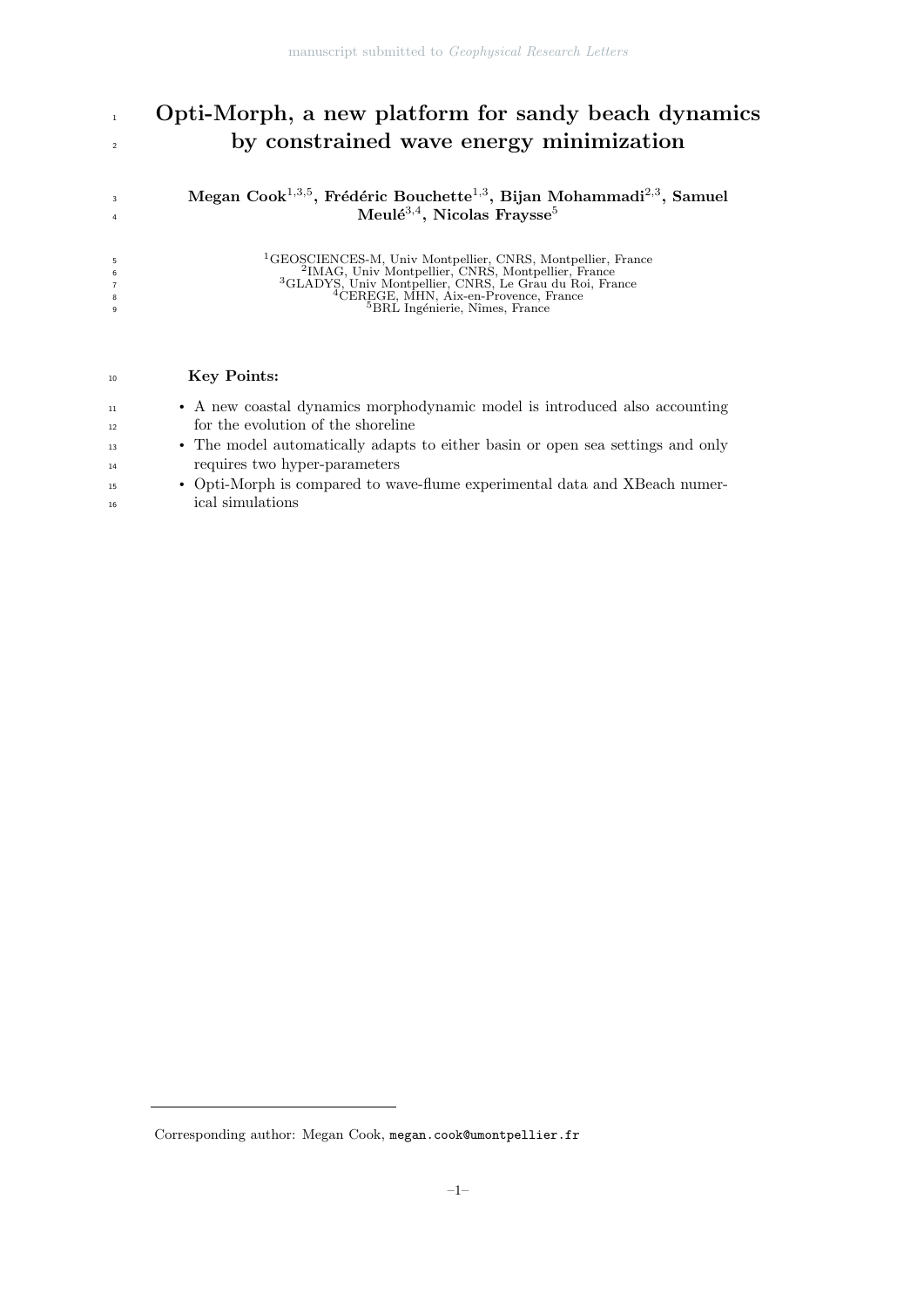# Opti-Morph, a new platform for sandy beach dynamics by constrained wave energy minimization

**Megan Cook**[1,3,5], **Frédéric Bouchette**[1,3], **Bijan Mohammadi**[2,3], **Samuel Meulé**[3,4], **Nicolas Fraysse**[5]

[1]GEOSCIENCES-M, Univ Montpellier, CNRS, Montpellier, France
[2]IMAG, Univ Montpellier, CNRS, Montpellier, France
[3]GLADYS, Univ Montpellier, CNRS, Le Grau du Roi, France
[4]CEREGE, MHN, Aix-en-Provence, France
[5]BRL Ingénierie, Nîmes, France

**Key Points:**

- A new coastal dynamics morphodynamic model is introduced also accounting for the evolution of the shoreline
- The model automatically adapts to either basin or open sea settings and only requires two hyper-parameters
- Opti-Morph is compared to wave-flume experimental data and XBeach numerical simulations

Corresponding author: Megan Cook, megan.cook@umontpellier.fr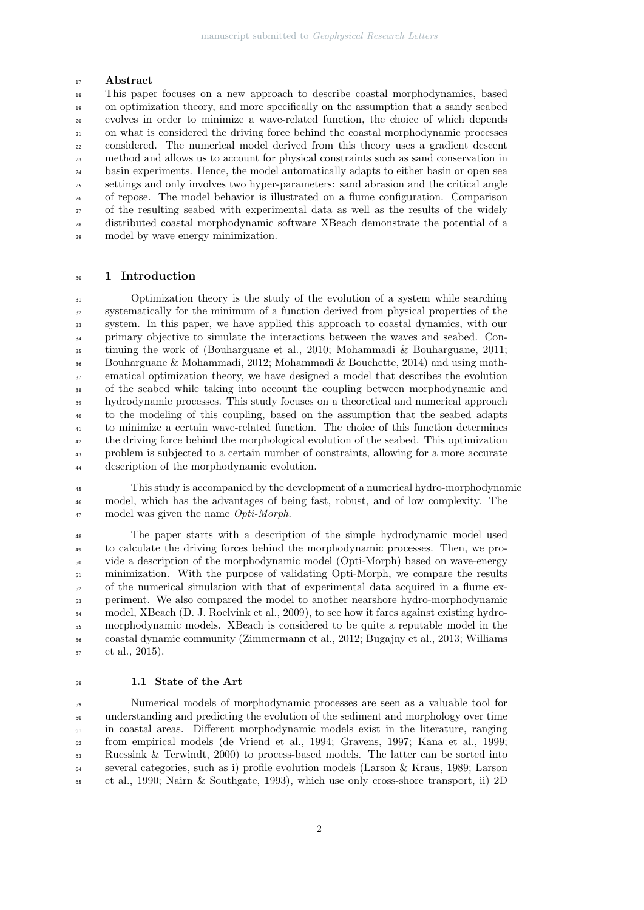## Abstract

This paper focuses on a new approach to describe coastal morphodynamics, based on optimization theory, and more specifically on the assumption that a sandy seabed evolves in order to minimize a wave-related function, the choice of which depends on what is considered the driving force behind the coastal morphodynamic processes considered. The numerical model derived from this theory uses a gradient descent method and allows us to account for physical constraints such as sand conservation in basin experiments. Hence, the model automatically adapts to either basin or open sea settings and only involves two hyper-parameters: sand abrasion and the critical angle of repose. The model behavior is illustrated on a flume configuration. Comparison of the resulting seabed with experimental data as well as the results of the widely distributed coastal morphodynamic software XBeach demonstrate the potential of a model by wave energy minimization.

# 1 Introduction

Optimization theory is the study of the evolution of a system while searching systematically for the minimum of a function derived from physical properties of the system. In this paper, we have applied this approach to coastal dynamics, with our primary objective to simulate the interactions between the waves and seabed. Continuing the work of (Bouharguane et al., 2010; Mohammadi & Bouharguane, 2011; Bouharguane & Mohammadi, 2012; Mohammadi & Bouchette, 2014) and using mathematical optimization theory, we have designed a model that describes the evolution of the seabed while taking into account the coupling between morphodynamic and hydrodynamic processes. This study focuses on a theoretical and numerical approach to the modeling of this coupling, based on the assumption that the seabed adapts to minimize a certain wave-related function. The choice of this function determines the driving force behind the morphological evolution of the seabed. This optimization problem is subjected to a certain number of constraints, allowing for a more accurate description of the morphodynamic evolution.

This study is accompanied by the development of a numerical hydro-morphodynamic model, which has the advantages of being fast, robust, and of low complexity. The model was given the name *Opti-Morph*.

The paper starts with a description of the simple hydrodynamic model used to calculate the driving forces behind the morphodynamic processes. Then, we provide a description of the morphodynamic model (Opti-Morph) based on wave-energy minimization. With the purpose of validating Opti-Morph, we compare the results of the numerical simulation with that of experimental data acquired in a flume experiment. We also compared the model to another nearshore hydro-morphodynamic model, XBeach (D. J. Roelvink et al., 2009), to see how it fares against existing hydro-morphodynamic models. XBeach is considered to be quite a reputable model in the coastal dynamic community (Zimmermann et al., 2012; Bugajny et al., 2013; Williams et al., 2015).

## 1.1 State of the Art

Numerical models of morphodynamic processes are seen as a valuable tool for understanding and predicting the evolution of the sediment and morphology over time in coastal areas. Different morphodynamic models exist in the literature, ranging from empirical models (de Vriend et al., 1994; Gravens, 1997; Kana et al., 1999; Ruessink & Terwindt, 2000) to process-based models. The latter can be sorted into several categories, such as i) profile evolution models (Larson & Kraus, 1989; Larson et al., 1990; Nairn & Southgate, 1993), which use only cross-shore transport, ii) 2D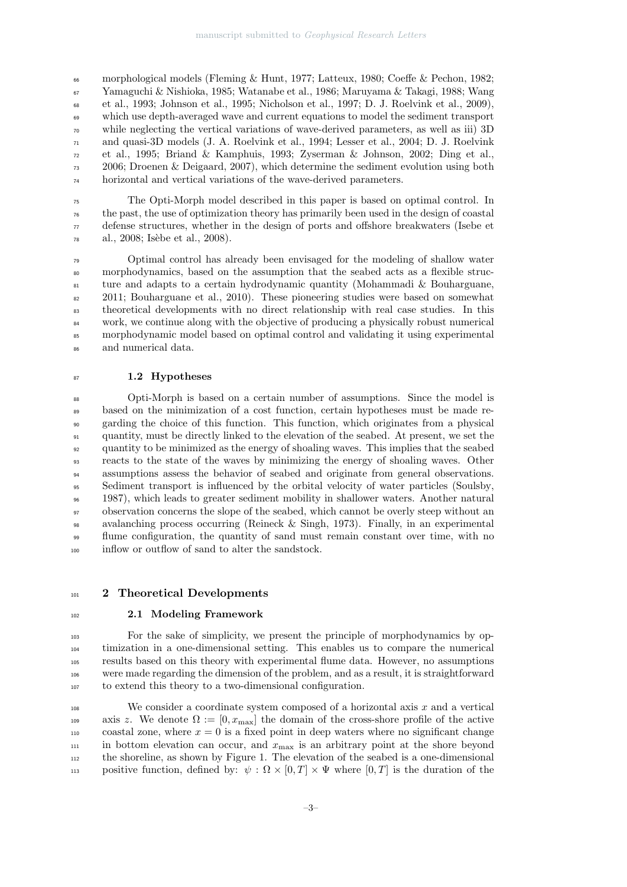morphological models (Fleming & Hunt, 1977; Latteux, 1980; Coeffe & Pechon, 1982; Yamaguchi & Nishioka, 1985; Watanabe et al., 1986; Maruyama & Takagi, 1988; Wang et al., 1993; Johnson et al., 1995; Nicholson et al., 1997; D. J. Roelvink et al., 2009), which use depth-averaged wave and current equations to model the sediment transport while neglecting the vertical variations of wave-derived parameters, as well as iii) 3D and quasi-3D models (J. A. Roelvink et al., 1994; Lesser et al., 2004; D. J. Roelvink et al., 1995; Briand & Kamphuis, 1993; Zyserman & Johnson, 2002; Ding et al., 2006; Droenen & Deigaard, 2007), which determine the sediment evolution using both horizontal and vertical variations of the wave-derived parameters.

The Opti-Morph model described in this paper is based on optimal control. In the past, the use of optimization theory has primarily been used in the design of coastal defense structures, whether in the design of ports and offshore breakwaters (Isebe et al., 2008; Isèbe et al., 2008).

Optimal control has already been envisaged for the modeling of shallow water morphodynamics, based on the assumption that the seabed acts as a flexible structure and adapts to a certain hydrodynamic quantity (Mohammadi & Bouharguane, 2011; Bouharguane et al., 2010). These pioneering studies were based on somewhat theoretical developments with no direct relationship with real case studies. In this work, we continue along with the objective of producing a physically robust numerical morphodynamic model based on optimal control and validating it using experimental and numerical data.

### 1.2 Hypotheses

Opti-Morph is based on a certain number of assumptions. Since the model is based on the minimization of a cost function, certain hypotheses must be made regarding the choice of this function. This function, which originates from a physical quantity, must be directly linked to the elevation of the seabed. At present, we set the quantity to be minimized as the energy of shoaling waves. This implies that the seabed reacts to the state of the waves by minimizing the energy of shoaling waves. Other assumptions assess the behavior of seabed and originate from general observations. Sediment transport is influenced by the orbital velocity of water particles (Soulsby, 1987), which leads to greater sediment mobility in shallower waters. Another natural observation concerns the slope of the seabed, which cannot be overly steep without an avalanching process occurring (Reineck & Singh, 1973). Finally, in an experimental flume configuration, the quantity of sand must remain constant over time, with no inflow or outflow of sand to alter the sandstock.

## 2 Theoretical Developments

### 2.1 Modeling Framework

For the sake of simplicity, we present the principle of morphodynamics by optimization in a one-dimensional setting. This enables us to compare the numerical results based on this theory with experimental flume data. However, no assumptions were made regarding the dimension of the problem, and as a result, it is straightforward to extend this theory to a two-dimensional configuration.

We consider a coordinate system composed of a horizontal axis $x$ and a vertical axis $z$. We denote $\Omega := [0, x_{\max}]$ the domain of the cross-shore profile of the active coastal zone, where $x = 0$ is a fixed point in deep waters where no significant change in bottom elevation can occur, and $x_{\max}$ is an arbitrary point at the shore beyond the shoreline, as shown by Figure 1. The elevation of the seabed is a one-dimensional positive function, defined by: $\psi : \Omega \times [0, T] \times \Psi$ where $[0, T]$ is the duration of the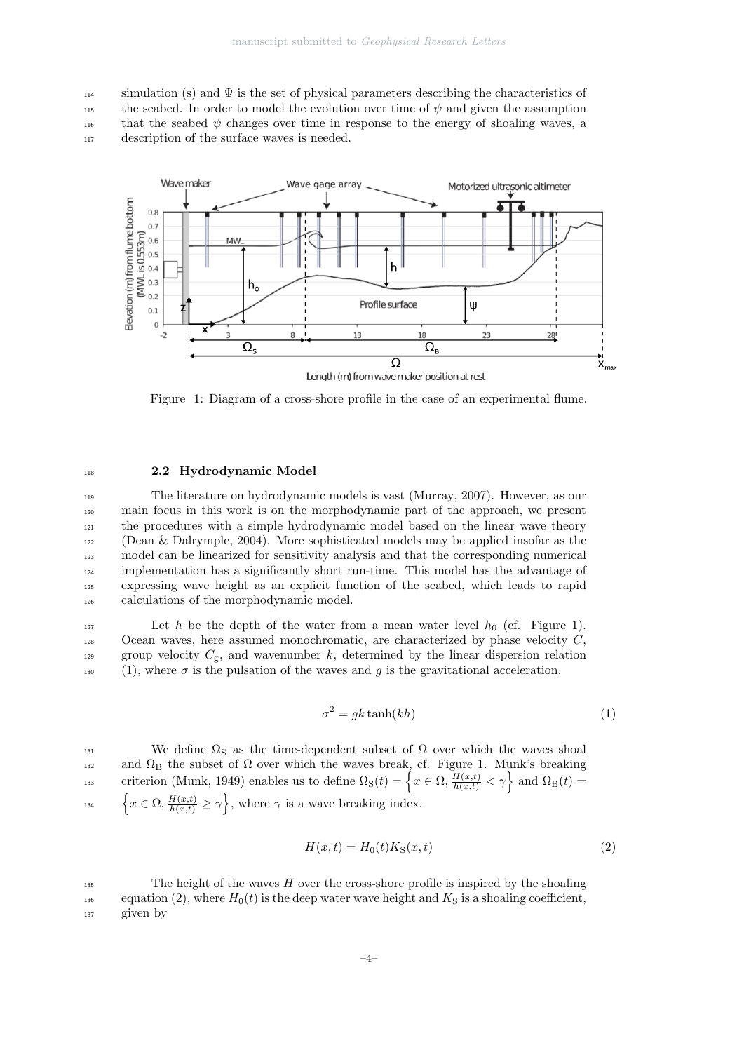simulation (s) and $\Psi$ is the set of physical parameters describing the characteristics of the seabed. In order to model the evolution over time of $\psi$ and given the assumption that the seabed $\psi$ changes over time in response to the energy of shoaling waves, a description of the surface waves is needed.

Figure 1: Diagram of a cross-shore profile in the case of an experimental flume.

### 2.2 Hydrodynamic Model

The literature on hydrodynamic models is vast (Murray, 2007). However, as our main focus in this work is on the morphodynamic part of the approach, we present the procedures with a simple hydrodynamic model based on the linear wave theory (Dean & Dalrymple, 2004). More sophisticated models may be applied insofar as the model can be linearized for sensitivity analysis and that the corresponding numerical implementation has a significantly short run-time. This model has the advantage of expressing wave height as an explicit function of the seabed, which leads to rapid calculations of the morphodynamic model.

Let $h$ be the depth of the water from a mean water level $h_0$ (cf. Figure 1). Ocean waves, here assumed monochromatic, are characterized by phase velocity $C$, group velocity $C_{\mathrm{g}}$, and wavenumber $k$, determined by the linear dispersion relation (1), where $\sigma$ is the pulsation of the waves and $g$ is the gravitational acceleration.

$$\sigma^2 = gk\tanh(kh) \tag{1}$$

We define $\Omega_{\mathrm{S}}$ as the time-dependent subset of $\Omega$ over which the waves shoal and $\Omega_{\mathrm{B}}$ the subset of $\Omega$ over which the waves break, cf. Figure 1. Munk's breaking criterion (Munk, 1949) enables us to define $\Omega_{\mathrm{S}}(t) = \left\{x \in \Omega, \frac{H(x,t)}{h(x,t)} < \gamma\right\}$ and $\Omega_{\mathrm{B}}(t) = \left\{x \in \Omega, \frac{H(x,t)}{h(x,t)} \geq \gamma\right\}$, where $\gamma$ is a wave breaking index.

$$H(x,t) = H_0(t)K_{\mathrm{S}}(x,t) \tag{2}$$

The height of the waves $H$ over the cross-shore profile is inspired by the shoaling equation (2), where $H_0(t)$ is the deep water wave height and $K_{\mathrm{S}}$ is a shoaling coefficient, given by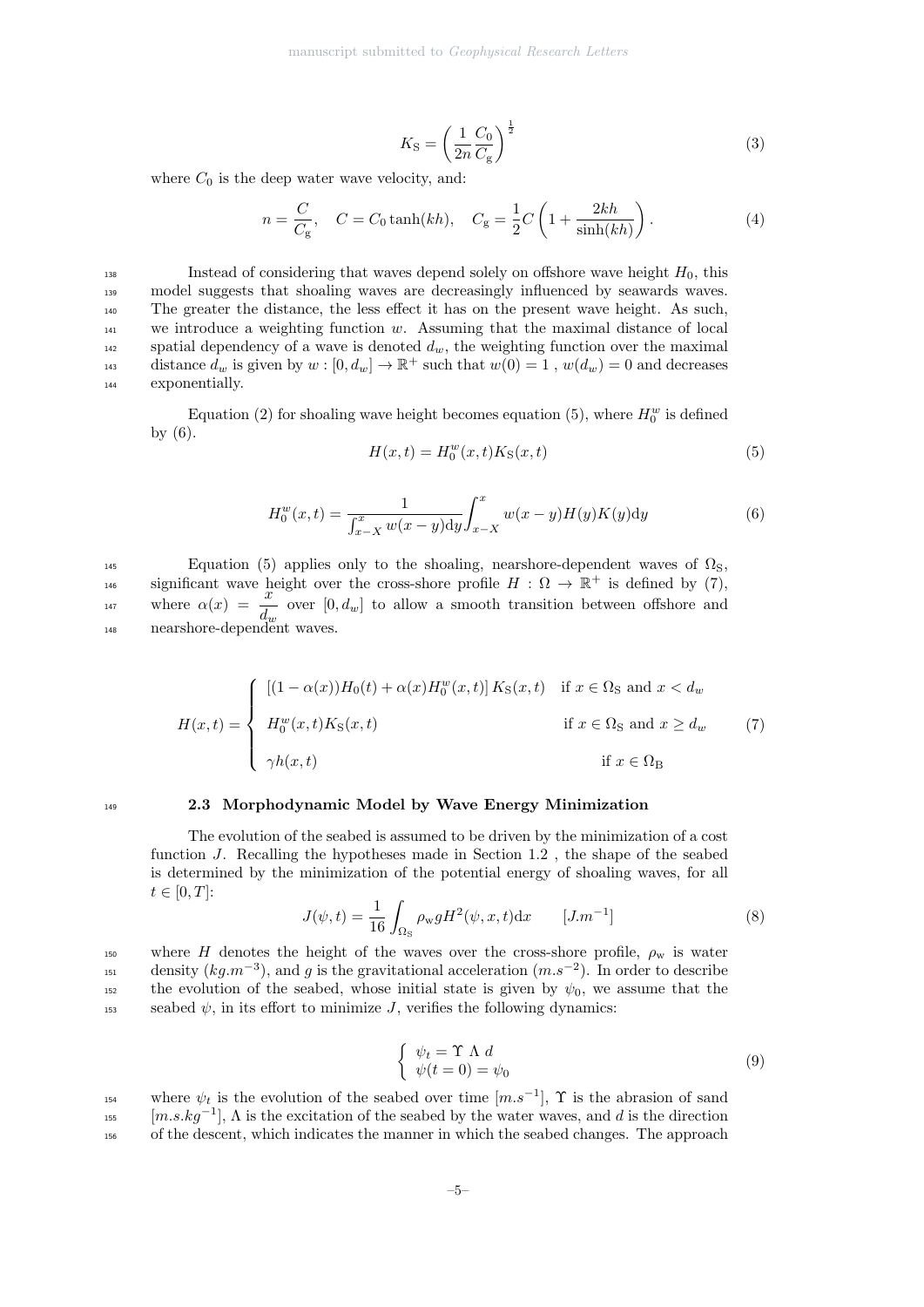$$K_{\mathrm{S}} = \left(\frac{1}{2n}\frac{C_0}{C_{\mathrm{g}}}\right)^{\frac{1}{2}} \tag{3}$$

where $C_0$ is the deep water wave velocity, and:

$$n = \frac{C}{C_{\mathrm{g}}}, \quad C = C_0 \tanh(kh), \quad C_{\mathrm{g}} = \frac{1}{2}C\left(1 + \frac{2kh}{\sinh(kh)}\right). \tag{4}$$

Instead of considering that waves depend solely on offshore wave height $H_0$, this model suggests that shoaling waves are decreasingly influenced by seawards waves. The greater the distance, the less effect it has on the present wave height. As such, we introduce a weighting function $w$. Assuming that the maximal distance of local spatial dependency of a wave is denoted $d_w$, the weighting function over the maximal distance $d_w$ is given by $w : [0, d_w] \to \mathbb{R}^+$ such that $w(0) = 1$ , $w(d_w) = 0$ and decreases exponentially.

Equation (2) for shoaling wave height becomes equation (5), where $H_0^w$ is defined by (6).

$$H(x,t) = H_0^w(x,t)K_{\mathrm{S}}(x,t) \tag{5}$$

$$H_0^w(x,t) = \frac{1}{\int_{x-X}^{x} w(x-y)\mathrm{d}y}\int_{x-X}^{x} w(x-y)H(y)K(y)\mathrm{d}y \tag{6}$$

Equation (5) applies only to the shoaling, nearshore-dependent waves of $\Omega_{\mathrm{S}}$, significant wave height over the cross-shore profile $H : \Omega \to \mathbb{R}^+$ is defined by (7), where $\alpha(x) = \dfrac{x}{d_w}$ over $[0, d_w]$ to allow a smooth transition between offshore and nearshore-dependent waves.

$$H(x,t) = \begin{cases} \left[(1-\alpha(x))H_0(t) + \alpha(x)H_0^w(x,t)\right]K_{\mathrm{S}}(x,t) & \text{if } x \in \Omega_{\mathrm{S}} \text{ and } x < d_w \\ H_0^w(x,t)K_{\mathrm{S}}(x,t) & \text{if } x \in \Omega_{\mathrm{S}} \text{ and } x \geq d_w \\ \gamma h(x,t) & \text{if } x \in \Omega_{\mathrm{B}} \end{cases} \tag{7}$$

### 2.3 Morphodynamic Model by Wave Energy Minimization

The evolution of the seabed is assumed to be driven by the minimization of a cost function $J$. Recalling the hypotheses made in Section 1.2 , the shape of the seabed is determined by the minimization of the potential energy of shoaling waves, for all $t \in [0, T]$:

$$J(\psi, t) = \frac{1}{16}\int_{\Omega_{\mathrm{S}}} \rho_{\mathrm{w}} g H^2(\psi, x, t)\mathrm{d}x \qquad [J.m^{-1}] \tag{8}$$

where $H$ denotes the height of the waves over the cross-shore profile, $\rho_{\mathrm{w}}$ is water density ($kg.m^{-3}$), and $g$ is the gravitational acceleration ($m.s^{-2}$). In order to describe the evolution of the seabed, whose initial state is given by $\psi_0$, we assume that the seabed $\psi$, in its effort to minimize $J$, verifies the following dynamics:

$$\begin{cases} \psi_t = \Upsilon \; \Lambda \; d \\ \psi(t=0) = \psi_0 \end{cases} \tag{9}$$

where $\psi_t$ is the evolution of the seabed over time $[m.s^{-1}]$, $\Upsilon$ is the abrasion of sand $[m.s.kg^{-1}]$, $\Lambda$ is the excitation of the seabed by the water waves, and $d$ is the direction of the descent, which indicates the manner in which the seabed changes. The approach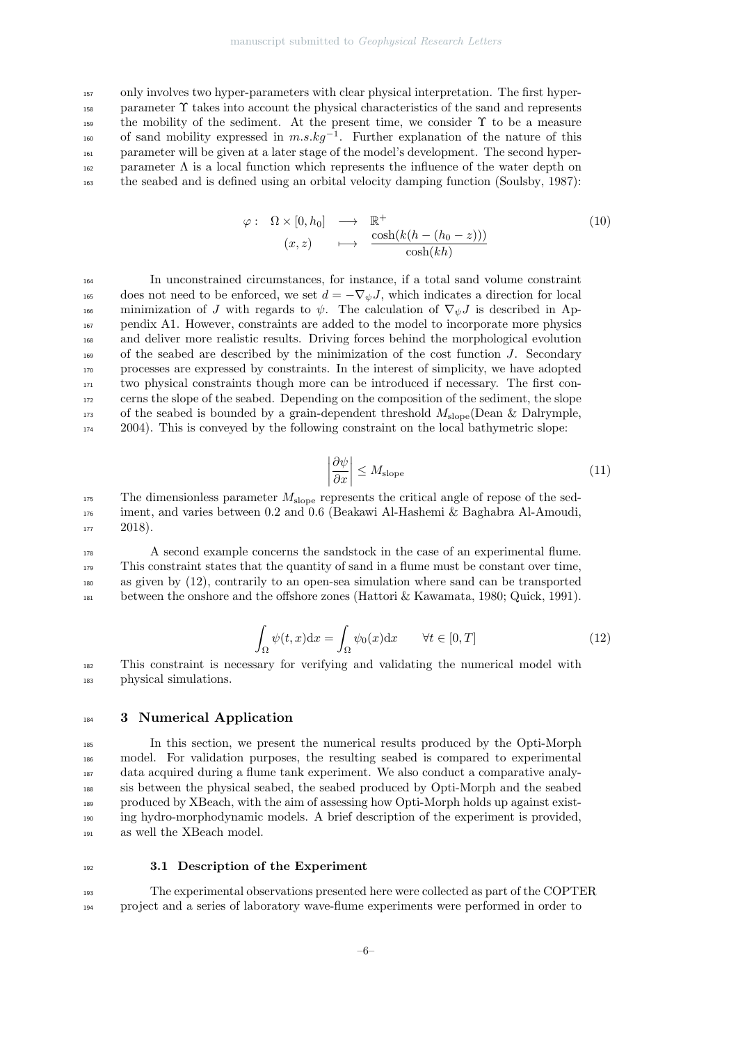only involves two hyper-parameters with clear physical interpretation. The first hyper-parameter $\Upsilon$ takes into account the physical characteristics of the sand and represents the mobility of the sediment. At the present time, we consider $\Upsilon$ to be a measure of sand mobility expressed in $m.s.kg^{-1}$. Further explanation of the nature of this parameter will be given at a later stage of the model's development. The second hyper-parameter $\Lambda$ is a local function which represents the influence of the water depth on the seabed and is defined using an orbital velocity damping function (Soulsby, 1987):

$$
\begin{array}{rccc}
\varphi: & \Omega \times [0, h_0] & \longrightarrow & \mathbb{R}^+ \\
& (x, z) & \longmapsto & \dfrac{\cosh(k(h - (h_0 - z)))}{\cosh(kh)}
\end{array}
\tag{10}
$$

In unconstrained circumstances, for instance, if a total sand volume constraint does not need to be enforced, we set $d = -\nabla_\psi J$, which indicates a direction for local minimization of $J$ with regards to $\psi$. The calculation of $\nabla_\psi J$ is described in Appendix A1. However, constraints are added to the model to incorporate more physics and deliver more realistic results. Driving forces behind the morphological evolution of the seabed are described by the minimization of the cost function $J$. Secondary processes are expressed by constraints. In the interest of simplicity, we have adopted two physical constraints though more can be introduced if necessary. The first concerns the slope of the seabed. Depending on the composition of the sediment, the slope of the seabed is bounded by a grain-dependent threshold $M_{\text{slope}}$(Dean & Dalrymple, 2004). This is conveyed by the following constraint on the local bathymetric slope:

$$
\left| \frac{\partial \psi}{\partial x} \right| \leq M_{\text{slope}} \tag{11}
$$

The dimensionless parameter $M_{\text{slope}}$ represents the critical angle of repose of the sediment, and varies between 0.2 and 0.6 (Beakawi Al-Hashemi & Baghabra Al-Amoudi, 2018).

A second example concerns the sandstock in the case of an experimental flume. This constraint states that the quantity of sand in a flume must be constant over time, as given by (12), contrarily to an open-sea simulation where sand can be transported between the onshore and the offshore zones (Hattori & Kawamata, 1980; Quick, 1991).

$$
\int_\Omega \psi(t, x) \mathrm{d}x = \int_\Omega \psi_0(x) \mathrm{d}x \qquad \forall t \in [0, T] \tag{12}
$$

This constraint is necessary for verifying and validating the numerical model with physical simulations.

## 3 Numerical Application

In this section, we present the numerical results produced by the Opti-Morph model. For validation purposes, the resulting seabed is compared to experimental data acquired during a flume tank experiment. We also conduct a comparative analysis between the physical seabed, the seabed produced by Opti-Morph and the seabed produced by XBeach, with the aim of assessing how Opti-Morph holds up against existing hydro-morphodynamic models. A brief description of the experiment is provided, as well the XBeach model.

### 3.1 Description of the Experiment

The experimental observations presented here were collected as part of the COPTER project and a series of laboratory wave-flume experiments were performed in order to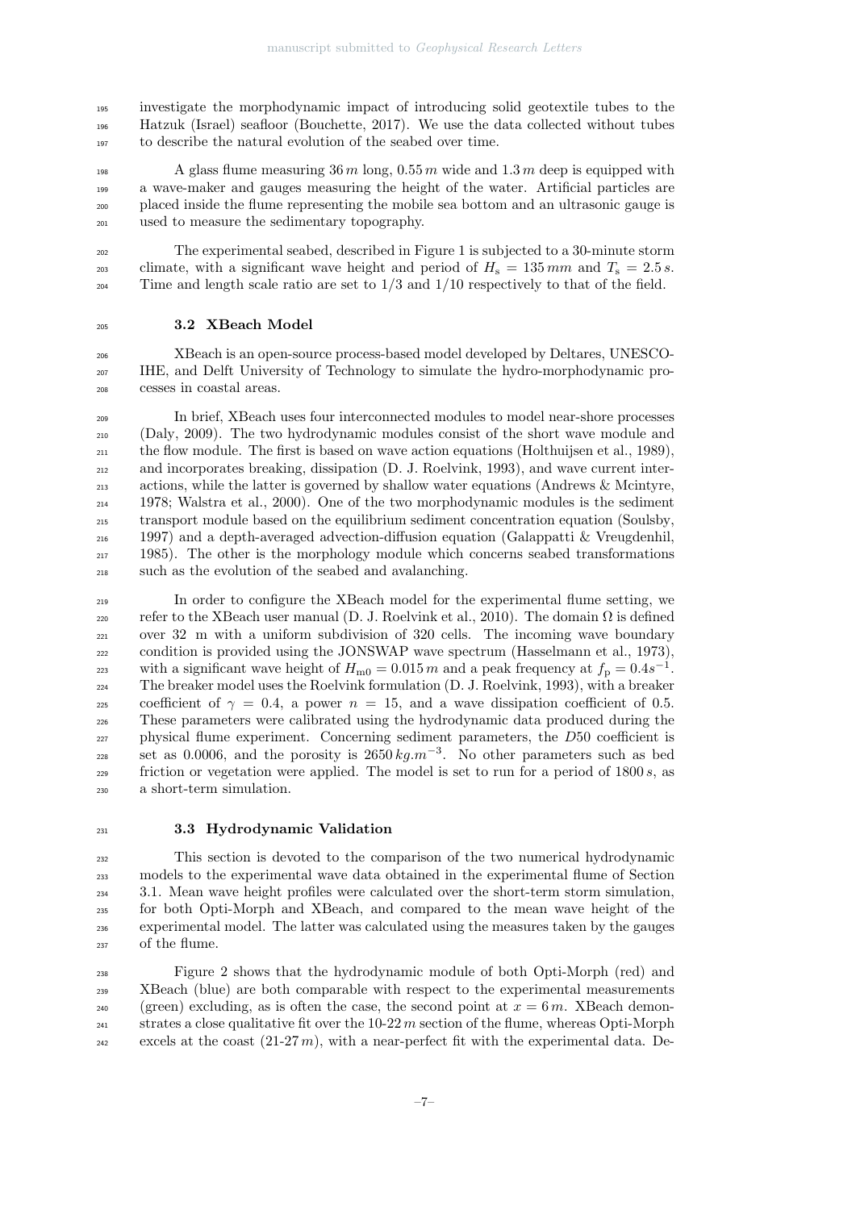investigate the morphodynamic impact of introducing solid geotextile tubes to the Hatzuk (Israel) seafloor (Bouchette, 2017). We use the data collected without tubes to describe the natural evolution of the seabed over time.

A glass flume measuring $36\,m$ long, $0.55\,m$ wide and $1.3\,m$ deep is equipped with a wave-maker and gauges measuring the height of the water. Artificial particles are placed inside the flume representing the mobile sea bottom and an ultrasonic gauge is used to measure the sedimentary topography.

The experimental seabed, described in Figure 1 is subjected to a 30-minute storm climate, with a significant wave height and period of $H_s = 135\,mm$ and $T_s = 2.5\,s$. Time and length scale ratio are set to 1/3 and 1/10 respectively to that of the field.

### 3.2 XBeach Model

XBeach is an open-source process-based model developed by Deltares, UNESCO-IHE, and Delft University of Technology to simulate the hydro-morphodynamic processes in coastal areas.

In brief, XBeach uses four interconnected modules to model near-shore processes (Daly, 2009). The two hydrodynamic modules consist of the short wave module and the flow module. The first is based on wave action equations (Holthuijsen et al., 1989), and incorporates breaking, dissipation (D. J. Roelvink, 1993), and wave current interactions, while the latter is governed by shallow water equations (Andrews & Mcintyre, 1978; Walstra et al., 2000). One of the two morphodynamic modules is the sediment transport module based on the equilibrium sediment concentration equation (Soulsby, 1997) and a depth-averaged advection-diffusion equation (Galappatti & Vreugdenhil, 1985). The other is the morphology module which concerns seabed transformations such as the evolution of the seabed and avalanching.

In order to configure the XBeach model for the experimental flume setting, we refer to the XBeach user manual (D. J. Roelvink et al., 2010). The domain $\Omega$ is defined over 32 m with a uniform subdivision of 320 cells. The incoming wave boundary condition is provided using the JONSWAP wave spectrum (Hasselmann et al., 1973), with a significant wave height of $H_{m0} = 0.015\,m$ and a peak frequency at $f_p = 0.4s^{-1}$. The breaker model uses the Roelvink formulation (D. J. Roelvink, 1993), with a breaker coefficient of $\gamma = 0.4$, a power $n = 15$, and a wave dissipation coefficient of 0.5. These parameters were calibrated using the hydrodynamic data produced during the physical flume experiment. Concerning sediment parameters, the $D50$ coefficient is set as 0.0006, and the porosity is $2650\,kg.m^{-3}$. No other parameters such as bed friction or vegetation were applied. The model is set to run for a period of $1800\,s$, as a short-term simulation.

### 3.3 Hydrodynamic Validation

This section is devoted to the comparison of the two numerical hydrodynamic models to the experimental wave data obtained in the experimental flume of Section 3.1. Mean wave height profiles were calculated over the short-term storm simulation, for both Opti-Morph and XBeach, and compared to the mean wave height of the experimental model. The latter was calculated using the measures taken by the gauges of the flume.

Figure 2 shows that the hydrodynamic module of both Opti-Morph (red) and XBeach (blue) are both comparable with respect to the experimental measurements (green) excluding, as is often the case, the second point at $x = 6\,m$. XBeach demonstrates a close qualitative fit over the 10-22 $m$ section of the flume, whereas Opti-Morph excels at the coast (21-27 $m$), with a near-perfect fit with the experimental data. De-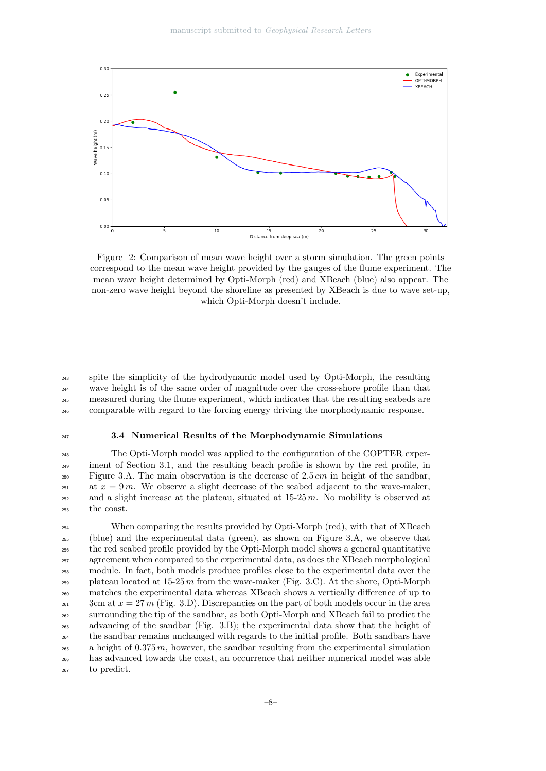Figure 2: Comparison of mean wave height over a storm simulation. The green points correspond to the mean wave height provided by the gauges of the flume experiment. The mean wave height determined by Opti-Morph (red) and XBeach (blue) also appear. The non-zero wave height beyond the shoreline as presented by XBeach is due to wave set-up, which Opti-Morph doesn't include.

spite the simplicity of the hydrodynamic model used by Opti-Morph, the resulting wave height is of the same order of magnitude over the cross-shore profile than that measured during the flume experiment, which indicates that the resulting seabeds are comparable with regard to the forcing energy driving the morphodynamic response.

### 3.4 Numerical Results of the Morphodynamic Simulations

The Opti-Morph model was applied to the configuration of the COPTER experiment of Section 3.1, and the resulting beach profile is shown by the red profile, in Figure 3.A. The main observation is the decrease of $2.5\,cm$ in height of the sandbar, at $x = 9\,m$. We observe a slight decrease of the seabed adjacent to the wave-maker, and a slight increase at the plateau, situated at 15-25 $m$. No mobility is observed at the coast.

When comparing the results provided by Opti-Morph (red), with that of XBeach (blue) and the experimental data (green), as shown on Figure 3.A, we observe that the red seabed profile provided by the Opti-Morph model shows a general quantitative agreement when compared to the experimental data, as does the XBeach morphological module. In fact, both models produce profiles close to the experimental data over the plateau located at 15-25 $m$ from the wave-maker (Fig. 3.C). At the shore, Opti-Morph matches the experimental data whereas XBeach shows a vertically difference of up to 3cm at $x = 27\,m$ (Fig. 3.D). Discrepancies on the part of both models occur in the area surrounding the tip of the sandbar, as both Opti-Morph and XBeach fail to predict the advancing of the sandbar (Fig. 3.B); the experimental data show that the height of the sandbar remains unchanged with regards to the initial profile. Both sandbars have a height of $0.375\,m$, however, the sandbar resulting from the experimental simulation has advanced towards the coast, an occurrence that neither numerical model was able to predict.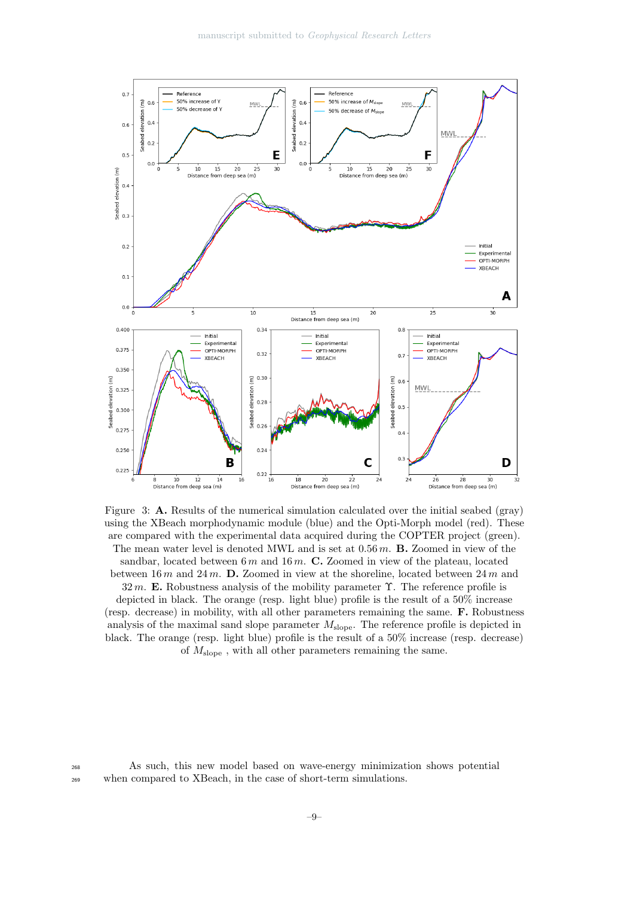Figure 3: **A.** Results of the numerical simulation calculated over the initial seabed (gray) using the XBeach morphodynamic module (blue) and the Opti-Morph model (red). These are compared with the experimental data acquired during the COPTER project (green). The mean water level is denoted MWL and is set at $0.56\,m$. **B.** Zoomed in view of the sandbar, located between $6\,m$ and $16\,m$. **C.** Zoomed in view of the plateau, located between $16\,m$ and $24\,m$. **D.** Zoomed in view at the shoreline, located between $24\,m$ and $32\,m$. **E.** Robustness analysis of the mobility parameter $\Upsilon$. The reference profile is depicted in black. The orange (resp. light blue) profile is the result of a 50% increase (resp. decrease) in mobility, with all other parameters remaining the same. **F.** Robustness analysis of the maximal sand slope parameter $M_{\text{slope}}$. The reference profile is depicted in black. The orange (resp. light blue) profile is the result of a 50% increase (resp. decrease) of $M_{\text{slope}}$ , with all other parameters remaining the same.

As such, this new model based on wave-energy minimization shows potential when compared to XBeach, in the case of short-term simulations.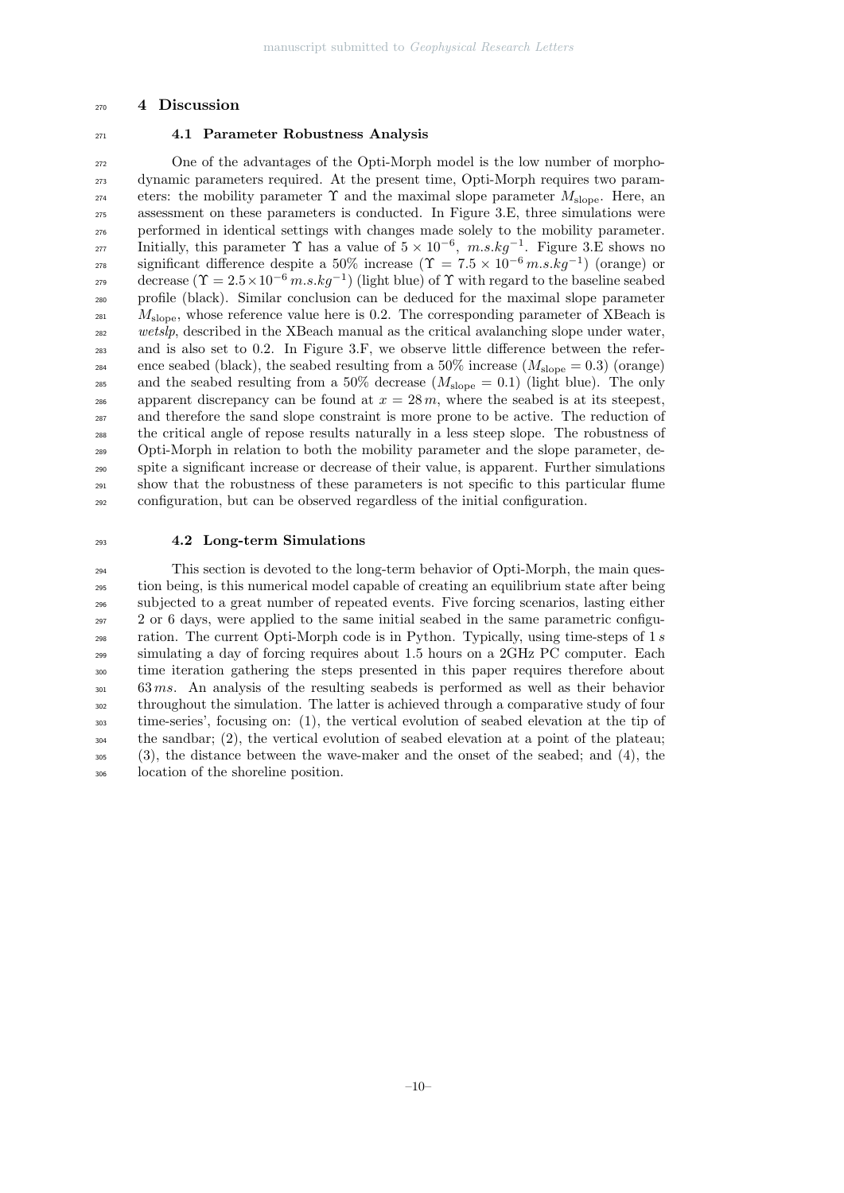# 4 Discussion

## 4.1 Parameter Robustness Analysis

One of the advantages of the Opti-Morph model is the low number of morphodynamic parameters required. At the present time, Opti-Morph requires two parameters: the mobility parameter $\Upsilon$ and the maximal slope parameter $M_{\text{slope}}$. Here, an assessment on these parameters is conducted. In Figure 3.E, three simulations were performed in identical settings with changes made solely to the mobility parameter. Initially, this parameter $\Upsilon$ has a value of $5 \times 10^{-6}$, $m.s.kg^{-1}$. Figure 3.E shows no significant difference despite a 50% increase ($\Upsilon = 7.5 \times 10^{-6}\, m.s.kg^{-1}$) (orange) or decrease ($\Upsilon = 2.5 \times 10^{-6}\, m.s.kg^{-1}$) (light blue) of $\Upsilon$ with regard to the baseline seabed profile (black). Similar conclusion can be deduced for the maximal slope parameter $M_{\text{slope}}$, whose reference value here is 0.2. The corresponding parameter of XBeach is *wetslp*, described in the XBeach manual as the critical avalanching slope under water, and is also set to 0.2. In Figure 3.F, we observe little difference between the reference seabed (black), the seabed resulting from a 50% increase ($M_{\text{slope}} = 0.3$) (orange) and the seabed resulting from a 50% decrease ($M_{\text{slope}} = 0.1$) (light blue). The only apparent discrepancy can be found at $x = 28\, m$, where the seabed is at its steepest, and therefore the sand slope constraint is more prone to be active. The reduction of the critical angle of repose results naturally in a less steep slope. The robustness of Opti-Morph in relation to both the mobility parameter and the slope parameter, despite a significant increase or decrease of their value, is apparent. Further simulations show that the robustness of these parameters is not specific to this particular flume configuration, but can be observed regardless of the initial configuration.

## 4.2 Long-term Simulations

This section is devoted to the long-term behavior of Opti-Morph, the main question being, is this numerical model capable of creating an equilibrium state after being subjected to a great number of repeated events. Five forcing scenarios, lasting either 2 or 6 days, were applied to the same initial seabed in the same parametric configuration. The current Opti-Morph code is in Python. Typically, using time-steps of $1\, s$ simulating a day of forcing requires about 1.5 hours on a 2GHz PC computer. Each time iteration gathering the steps presented in this paper requires therefore about $63\, ms$. An analysis of the resulting seabeds is performed as well as their behavior throughout the simulation. The latter is achieved through a comparative study of four time-series', focusing on: (1), the vertical evolution of seabed elevation at the tip of the sandbar; (2), the vertical evolution of seabed elevation at a point of the plateau; (3), the distance between the wave-maker and the onset of the seabed; and (4), the location of the shoreline position.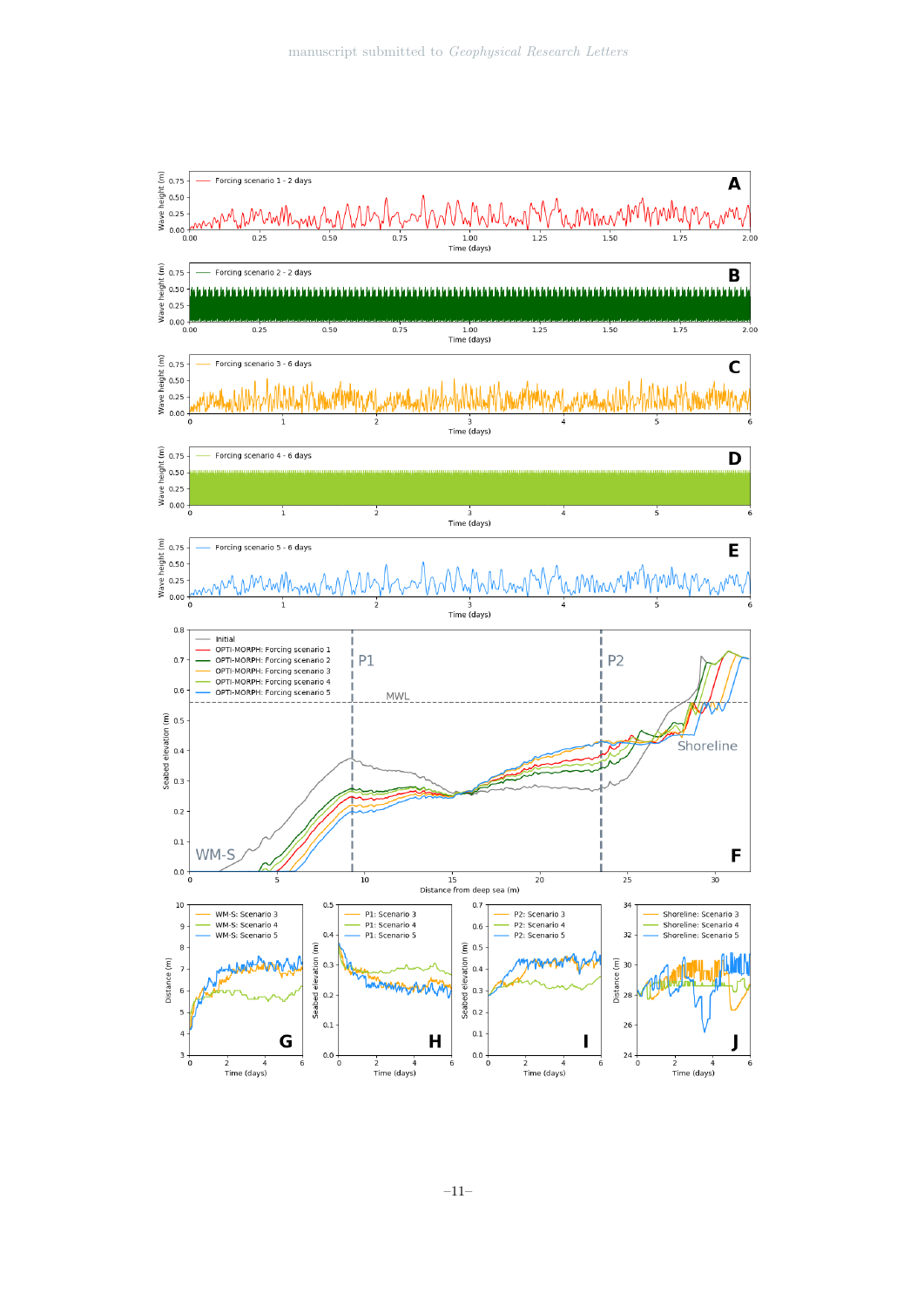A

Forcing scenario 1 - 2 days

B

Forcing scenario 2 - 2 days

C

Forcing scenario 3 - 6 days

D

Forcing scenario 4 - 6 days

E

Forcing scenario 5 - 6 days

Wave height (m)

Time (days)

F

Initial
OPTI-MORPH: Forcing scenario 1
OPTI-MORPH: Forcing scenario 2
OPTI-MORPH: Forcing scenario 3
OPTI-MORPH: Forcing scenario 4
OPTI-MORPH: Forcing scenario 5

P1 P2 MWL Shoreline WM-S

Seabed elevation (m)

Distance from deep sea (m)

G

WM-S: Scenario 3
WM-S: Scenario 4
WM-S: Scenario 5

H

P1: Scenario 3
P1: Scenario 4
P1: Scenario 5

I

P2: Scenario 3
P2: Scenario 4
P2: Scenario 5

J

Shoreline: Scenario 3
Shoreline: Scenario 4
Shoreline: Scenario 5

Distance (m)

Seabed elevation (m)

Time (days)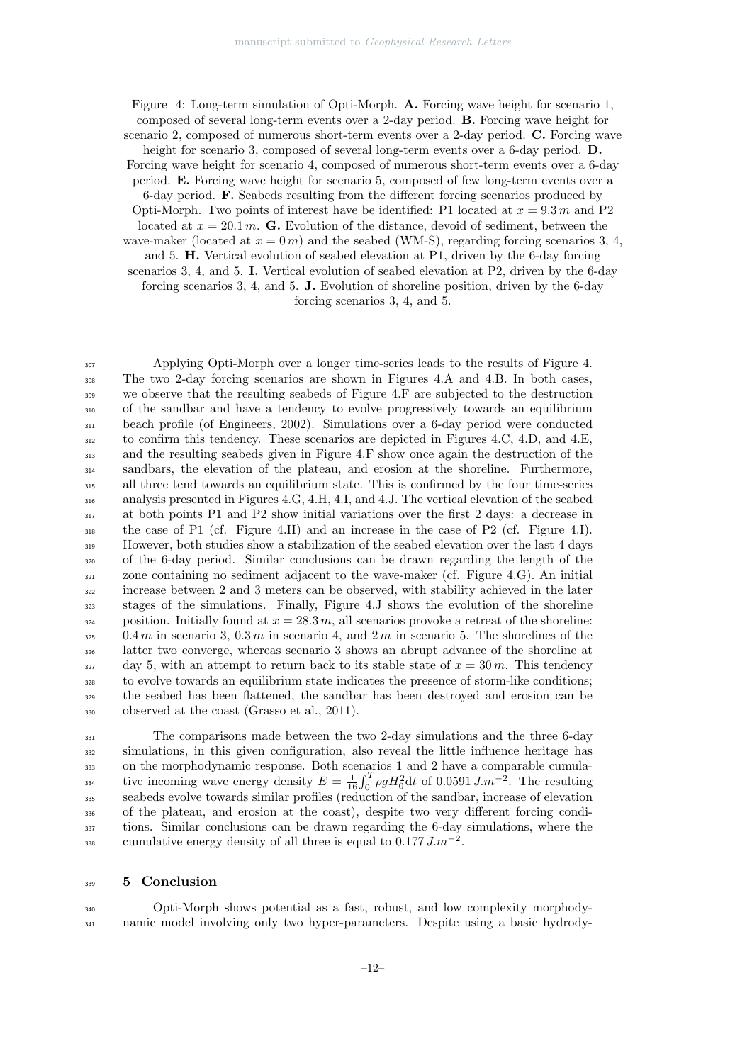Figure 4: Long-term simulation of Opti-Morph. **A.** Forcing wave height for scenario 1, composed of several long-term events over a 2-day period. **B.** Forcing wave height for scenario 2, composed of numerous short-term events over a 2-day period. **C.** Forcing wave height for scenario 3, composed of several long-term events over a 6-day period. **D.** Forcing wave height for scenario 4, composed of numerous short-term events over a 6-day period. **E.** Forcing wave height for scenario 5, composed of few long-term events over a 6-day period. **F.** Seabeds resulting from the different forcing scenarios produced by Opti-Morph. Two points of interest have be identified: P1 located at $x = 9.3\,m$ and P2 located at $x = 20.1\,m$. **G.** Evolution of the distance, devoid of sediment, between the wave-maker (located at $x = 0\,m$) and the seabed (WM-S), regarding forcing scenarios 3, 4, and 5. **H.** Vertical evolution of seabed elevation at P1, driven by the 6-day forcing scenarios 3, 4, and 5. **I.** Vertical evolution of seabed elevation at P2, driven by the 6-day forcing scenarios 3, 4, and 5. **J.** Evolution of shoreline position, driven by the 6-day forcing scenarios 3, 4, and 5.

Applying Opti-Morph over a longer time-series leads to the results of Figure 4. The two 2-day forcing scenarios are shown in Figures 4.A and 4.B. In both cases, we observe that the resulting seabeds of Figure 4.F are subjected to the destruction of the sandbar and have a tendency to evolve progressively towards an equilibrium beach profile (of Engineers, 2002). Simulations over a 6-day period were conducted to confirm this tendency. These scenarios are depicted in Figures 4.C, 4.D, and 4.E, and the resulting seabeds given in Figure 4.F show once again the destruction of the sandbars, the elevation of the plateau, and erosion at the shoreline. Furthermore, all three tend towards an equilibrium state. This is confirmed by the four time-series analysis presented in Figures 4.G, 4.H, 4.I, and 4.J. The vertical elevation of the seabed at both points P1 and P2 show initial variations over the first 2 days: a decrease in the case of P1 (cf. Figure 4.H) and an increase in the case of P2 (cf. Figure 4.I). However, both studies show a stabilization of the seabed elevation over the last 4 days of the 6-day period. Similar conclusions can be drawn regarding the length of the zone containing no sediment adjacent to the wave-maker (cf. Figure 4.G). An initial increase between 2 and 3 meters can be observed, with stability achieved in the later stages of the simulations. Finally, Figure 4.J shows the evolution of the shoreline position. Initially found at $x = 28.3\,m$, all scenarios provoke a retreat of the shoreline: $0.4\,m$ in scenario 3, $0.3\,m$ in scenario 4, and $2\,m$ in scenario 5. The shorelines of the latter two converge, whereas scenario 3 shows an abrupt advance of the shoreline at day 5, with an attempt to return back to its stable state of $x = 30\,m$. This tendency to evolve towards an equilibrium state indicates the presence of storm-like conditions; the seabed has been flattened, the sandbar has been destroyed and erosion can be observed at the coast (Grasso et al., 2011).

The comparisons made between the two 2-day simulations and the three 6-day simulations, in this given configuration, also reveal the little influence heritage has on the morphodynamic response. Both scenarios 1 and 2 have a comparable cumulative incoming wave energy density $E = \frac{1}{16}\int_0^T \rho g H_0^2 \mathrm{d}t$ of $0.0591\,J.m^{-2}$. The resulting seabeds evolve towards similar profiles (reduction of the sandbar, increase of elevation of the plateau, and erosion at the coast), despite two very different forcing conditions. Similar conclusions can be drawn regarding the 6-day simulations, where the cumulative energy density of all three is equal to $0.177\,J.m^{-2}$.

## 5 Conclusion

Opti-Morph shows potential as a fast, robust, and low complexity morphodynamic model involving only two hyper-parameters. Despite using a basic hydrody-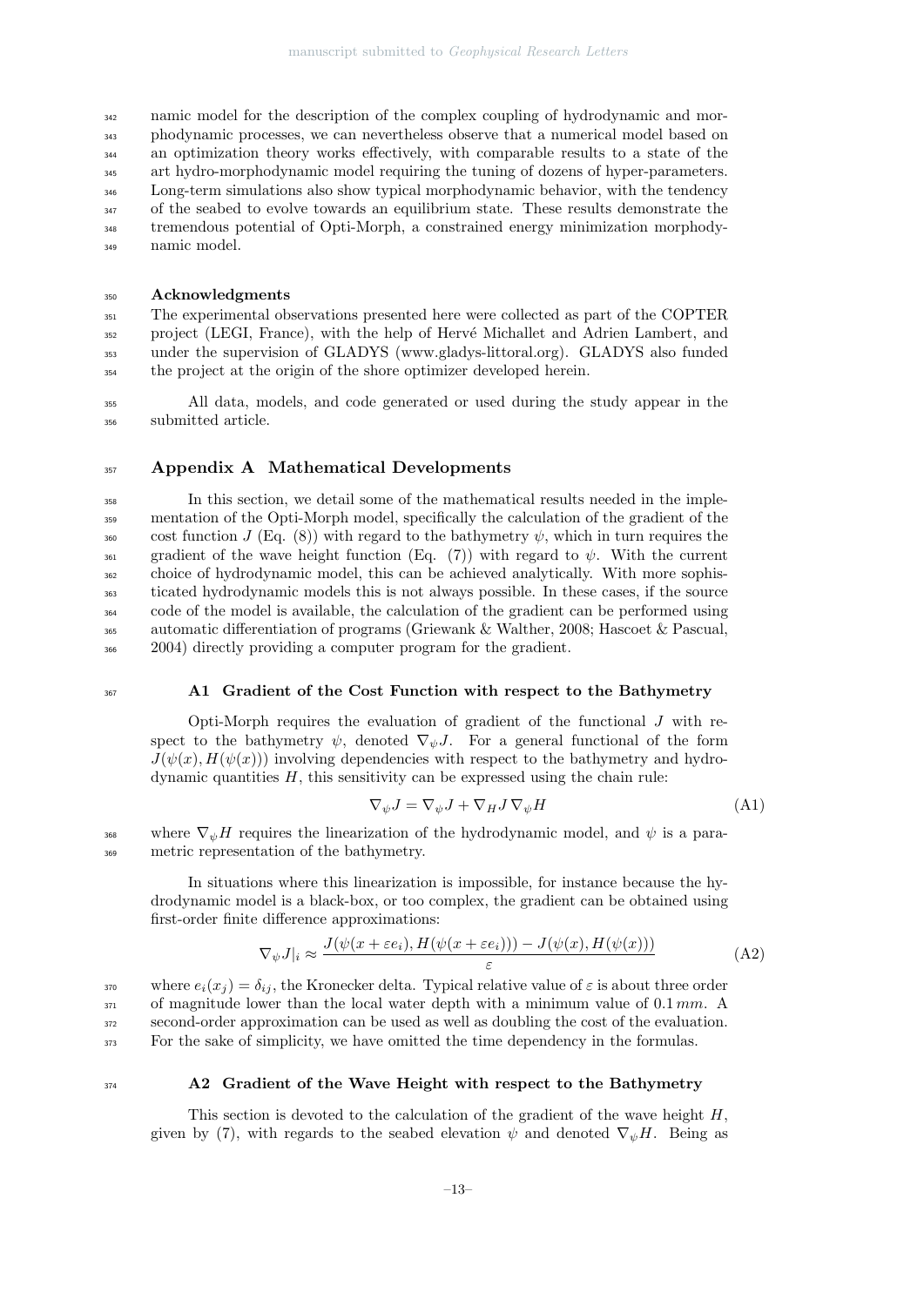namic model for the description of the complex coupling of hydrodynamic and morphodynamic processes, we can nevertheless observe that a numerical model based on an optimization theory works effectively, with comparable results to a state of the art hydro-morphodynamic model requiring the tuning of dozens of hyper-parameters. Long-term simulations also show typical morphodynamic behavior, with the tendency of the seabed to evolve towards an equilibrium state. These results demonstrate the tremendous potential of Opti-Morph, a constrained energy minimization morphodynamic model.

## Acknowledgments

The experimental observations presented here were collected as part of the COPTER project (LEGI, France), with the help of Hervé Michallet and Adrien Lambert, and under the supervision of GLADYS (www.gladys-littoral.org). GLADYS also funded the project at the origin of the shore optimizer developed herein.

All data, models, and code generated or used during the study appear in the submitted article.

# Appendix A Mathematical Developments

In this section, we detail some of the mathematical results needed in the implementation of the Opti-Morph model, specifically the calculation of the gradient of the cost function $J$ (Eq. (8)) with regard to the bathymetry $\psi$, which in turn requires the gradient of the wave height function (Eq. (7)) with regard to $\psi$. With the current choice of hydrodynamic model, this can be achieved analytically. With more sophisticated hydrodynamic models this is not always possible. In these cases, if the source code of the model is available, the calculation of the gradient can be performed using automatic differentiation of programs (Griewank & Walther, 2008; Hascoet & Pascual, 2004) directly providing a computer program for the gradient.

## A1 Gradient of the Cost Function with respect to the Bathymetry

Opti-Morph requires the evaluation of gradient of the functional $J$ with respect to the bathymetry $\psi$, denoted $\nabla_\psi J$. For a general functional of the form $J(\psi(x), H(\psi(x)))$ involving dependencies with respect to the bathymetry and hydrodynamic quantities $H$, this sensitivity can be expressed using the chain rule:

$$\nabla_\psi J = \nabla_\psi J + \nabla_H J \, \nabla_\psi H \tag{A1}$$

where $\nabla_\psi H$ requires the linearization of the hydrodynamic model, and $\psi$ is a parametric representation of the bathymetry.

In situations where this linearization is impossible, for instance because the hydrodynamic model is a black-box, or too complex, the gradient can be obtained using first-order finite difference approximations:

$$\nabla_\psi J|_i \approx \frac{J(\psi(x+\varepsilon e_i), H(\psi(x+\varepsilon e_i))) - J(\psi(x), H(\psi(x)))}{\varepsilon} \tag{A2}$$

where $e_i(x_j) = \delta_{ij}$, the Kronecker delta. Typical relative value of $\varepsilon$ is about three order of magnitude lower than the local water depth with a minimum value of $0.1\,mm$. A second-order approximation can be used as well as doubling the cost of the evaluation. For the sake of simplicity, we have omitted the time dependency in the formulas.

## A2 Gradient of the Wave Height with respect to the Bathymetry

This section is devoted to the calculation of the gradient of the wave height $H$, given by (7), with regards to the seabed elevation $\psi$ and denoted $\nabla_\psi H$. Being as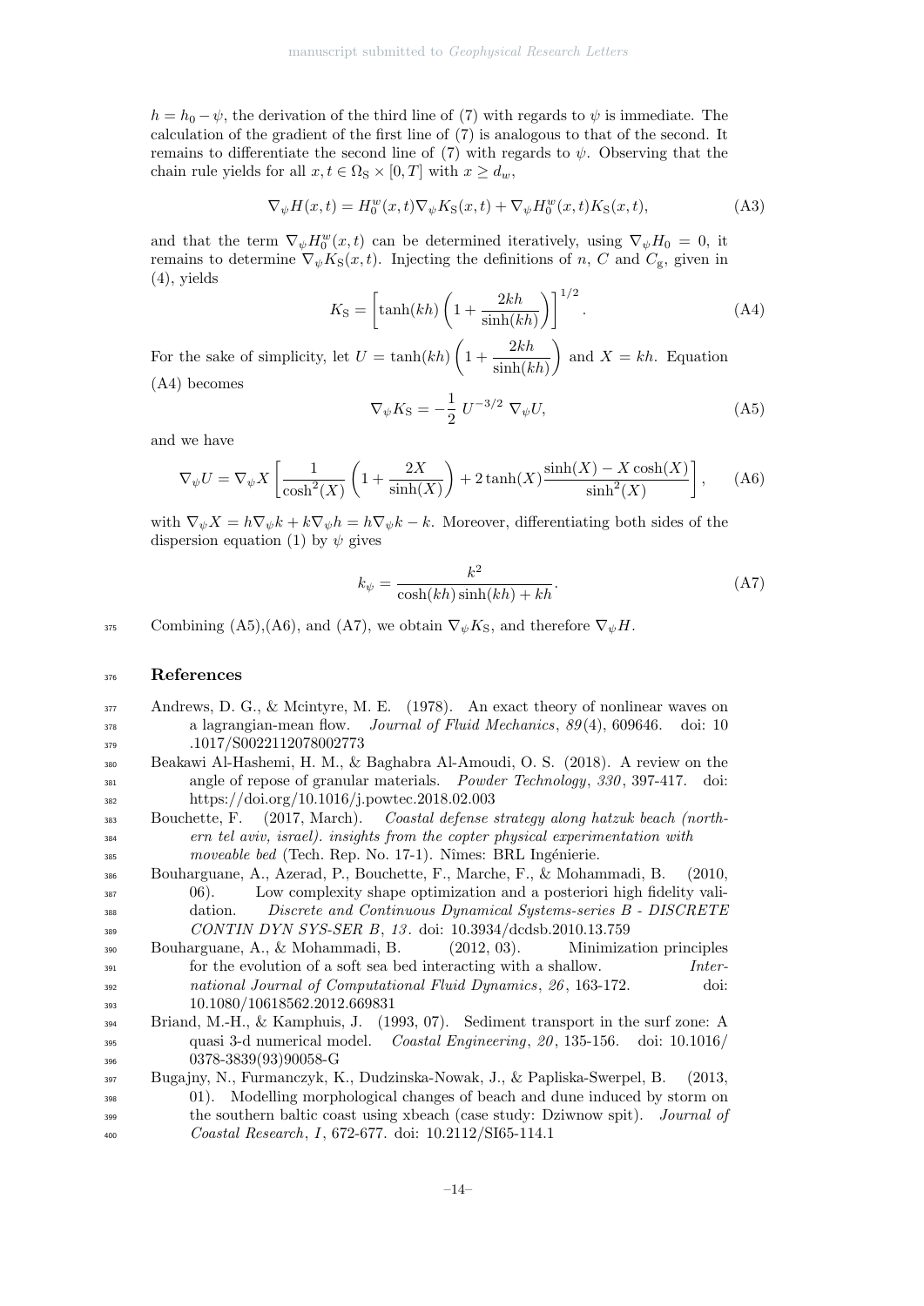$h = h_0 - \psi$, the derivation of the third line of (7) with regards to $\psi$ is immediate. The calculation of the gradient of the first line of (7) is analogous to that of the second. It remains to differentiate the second line of (7) with regards to $\psi$. Observing that the chain rule yields for all $x, t \in \Omega_S \times [0, T]$ with $x \geq d_w$,

$$\nabla_\psi H(x,t) = H_0^w(x,t) \nabla_\psi K_S(x,t) + \nabla_\psi H_0^w(x,t) K_S(x,t), \tag{A3}$$

and that the term $\nabla_\psi H_0^w(x,t)$ can be determined iteratively, using $\nabla_\psi H_0 = 0$, it remains to determine $\nabla_\psi K_S(x,t)$. Injecting the definitions of $n$, $C$ and $C_g$, given in (4), yields

$$K_S = \left[\tanh(kh)\left(1 + \frac{2kh}{\sinh(kh)}\right)\right]^{1/2}. \tag{A4}$$

For the sake of simplicity, let $U = \tanh(kh)\left(1 + \dfrac{2kh}{\sinh(kh)}\right)$ and $X = kh$. Equation (A4) becomes

$$\nabla_\psi K_S = -\frac{1}{2}\, U^{-3/2}\, \nabla_\psi U, \tag{A5}$$

and we have

$$\nabla_\psi U = \nabla_\psi X \left[\frac{1}{\cosh^2(X)}\left(1 + \frac{2X}{\sinh(X)}\right) + 2\tanh(X)\frac{\sinh(X) - X\cosh(X)}{\sinh^2(X)}\right], \tag{A6}$$

with $\nabla_\psi X = h\nabla_\psi k + k\nabla_\psi h = h\nabla_\psi k - k$. Moreover, differentiating both sides of the dispersion equation (1) by $\psi$ gives

$$k_\psi = \frac{k^2}{\cosh(kh)\sinh(kh) + kh}. \tag{A7}$$

Combining (A5),(A6), and (A7), we obtain $\nabla_\psi K_S$, and therefore $\nabla_\psi H$.

## References

Andrews, D. G., & Mcintyre, M. E. (1978). An exact theory of nonlinear waves on a lagrangian-mean flow. *Journal of Fluid Mechanics*, *89*(4), 609646. doi: 10.1017/S0022112078002773

Beakawi Al-Hashemi, H. M., & Baghabra Al-Amoudi, O. S. (2018). A review on the angle of repose of granular materials. *Powder Technology*, *330*, 397-417. doi: https://doi.org/10.1016/j.powtec.2018.02.003

Bouchette, F. (2017, March). *Coastal defense strategy along hatzuk beach (northern tel aviv, israel). insights from the copter physical experimentation with moveable bed* (Tech. Rep. No. 17-1). Nîmes: BRL Ingénierie.

Bouharguane, A., Azerad, P., Bouchette, F., Marche, F., & Mohammadi, B. (2010, 06). Low complexity shape optimization and a posteriori high fidelity validation. *Discrete and Continuous Dynamical Systems-series B - DISCRETE CONTIN DYN SYS-SER B*, *13*. doi: 10.3934/dcdsb.2010.13.759

Bouharguane, A., & Mohammadi, B. (2012, 03). Minimization principles for the evolution of a soft sea bed interacting with a shallow. *International Journal of Computational Fluid Dynamics*, *26*, 163-172. doi: 10.1080/10618562.2012.669831

Briand, M.-H., & Kamphuis, J. (1993, 07). Sediment transport in the surf zone: A quasi 3-d numerical model. *Coastal Engineering*, *20*, 135-156. doi: 10.1016/0378-3839(93)90058-G

Bugajny, N., Furmanczyk, K., Dudzinska-Nowak, J., & Papliska-Swerpel, B. (2013, 01). Modelling morphological changes of beach and dune induced by storm on the southern baltic coast using xbeach (case study: Dziwnow spit). *Journal of Coastal Research*, *I*, 672-677. doi: 10.2112/SI65-114.1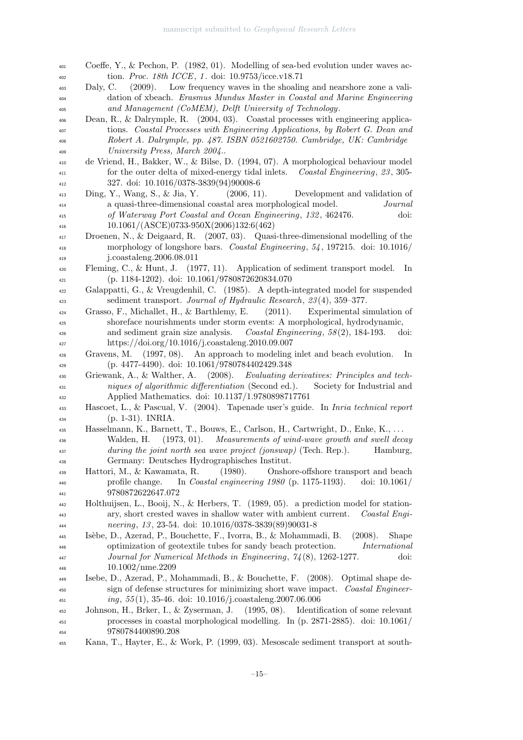Coeffe, Y., & Pechon, P. (1982, 01). Modelling of sea-bed evolution under waves action. *Proc. 18th ICCE*, *1*. doi: 10.9753/icce.v18.71

Daly, C. (2009). Low frequency waves in the shoaling and nearshore zone a validation of xbeach. *Erasmus Mundus Master in Coastal and Marine Engineering and Management (CoMEM), Delft University of Technology.*

Dean, R., & Dalrymple, R. (2004, 03). Coastal processes with engineering applications. *Coastal Processes with Engineering Applications, by Robert G. Dean and Robert A. Dalrymple, pp. 487. ISBN 0521602750. Cambridge, UK: Cambridge University Press, March 2004.*.

de Vriend, H., Bakker, W., & Bilse, D. (1994, 07). A morphological behaviour model for the outer delta of mixed-energy tidal inlets. *Coastal Engineering*, *23*, 305-327. doi: 10.1016/0378-3839(94)90008-6

Ding, Y., Wang, S., & Jia, Y. (2006, 11). Development and validation of a quasi-three-dimensional coastal area morphological model. *Journal of Waterway Port Coastal and Ocean Engineering*, *132*, 462476. doi: 10.1061/(ASCE)0733-950X(2006)132:6(462)

Droenen, N., & Deigaard, R. (2007, 03). Quasi-three-dimensional modelling of the morphology of longshore bars. *Coastal Engineering*, *54*, 197215. doi: 10.1016/j.coastaleng.2006.08.011

Fleming, C., & Hunt, J. (1977, 11). Application of sediment transport model. In (p. 1184-1202). doi: 10.1061/9780872620834.070

Galappatti, G., & Vreugdenhil, C. (1985). A depth-integrated model for suspended sediment transport. *Journal of Hydraulic Research*, *23*(4), 359–377.

Grasso, F., Michallet, H., & Barthlemy, E. (2011). Experimental simulation of shoreface nourishments under storm events: A morphological, hydrodynamic, and sediment grain size analysis. *Coastal Engineering*, *58*(2), 184-193. doi: https://doi.org/10.1016/j.coastaleng.2010.09.007

Gravens, M. (1997, 08). An approach to modeling inlet and beach evolution. In (p. 4477-4490). doi: 10.1061/9780784402429.348

Griewank, A., & Walther, A. (2008). *Evaluating derivatives: Principles and techniques of algorithmic differentiation* (Second ed.). Society for Industrial and Applied Mathematics. doi: 10.1137/1.9780898717761

Hascoet, L., & Pascual, V. (2004). Tapenade user's guide. In *Inria technical report* (p. 1-31). INRIA.

Hasselmann, K., Barnett, T., Bouws, E., Carlson, H., Cartwright, D., Enke, K., ... Walden, H. (1973, 01). *Measurements of wind-wave growth and swell decay during the joint north sea wave project (jonswap)* (Tech. Rep.). Hamburg, Germany: Deutsches Hydrographisches Institut.

Hattori, M., & Kawamata, R. (1980). Onshore-offshore transport and beach profile change. In *Coastal engineering 1980* (p. 1175-1193). doi: 10.1061/9780872622647.072

Holthuijsen, L., Booij, N., & Herbers, T. (1989, 05). a prediction model for stationary, short crested waves in shallow water with ambient current. *Coastal Engineering*, *13*, 23-54. doi: 10.1016/0378-3839(89)90031-8

Isèbe, D., Azerad, P., Bouchette, F., Ivorra, B., & Mohammadi, B. (2008). Shape optimization of geotextile tubes for sandy beach protection. *International Journal for Numerical Methods in Engineering*, *74*(8), 1262-1277. doi: 10.1002/nme.2209

Isebe, D., Azerad, P., Mohammadi, B., & Bouchette, F. (2008). Optimal shape design of defense structures for minimizing short wave impact. *Coastal Engineering*, *55*(1), 35-46. doi: 10.1016/j.coastaleng.2007.06.006

Johnson, H., Brker, I., & Zyserman, J. (1995, 08). Identification of some relevant processes in coastal morphological modelling. In (p. 2871-2885). doi: 10.1061/9780784400890.208

Kana, T., Hayter, E., & Work, P. (1999, 03). Mesoscale sediment transport at south-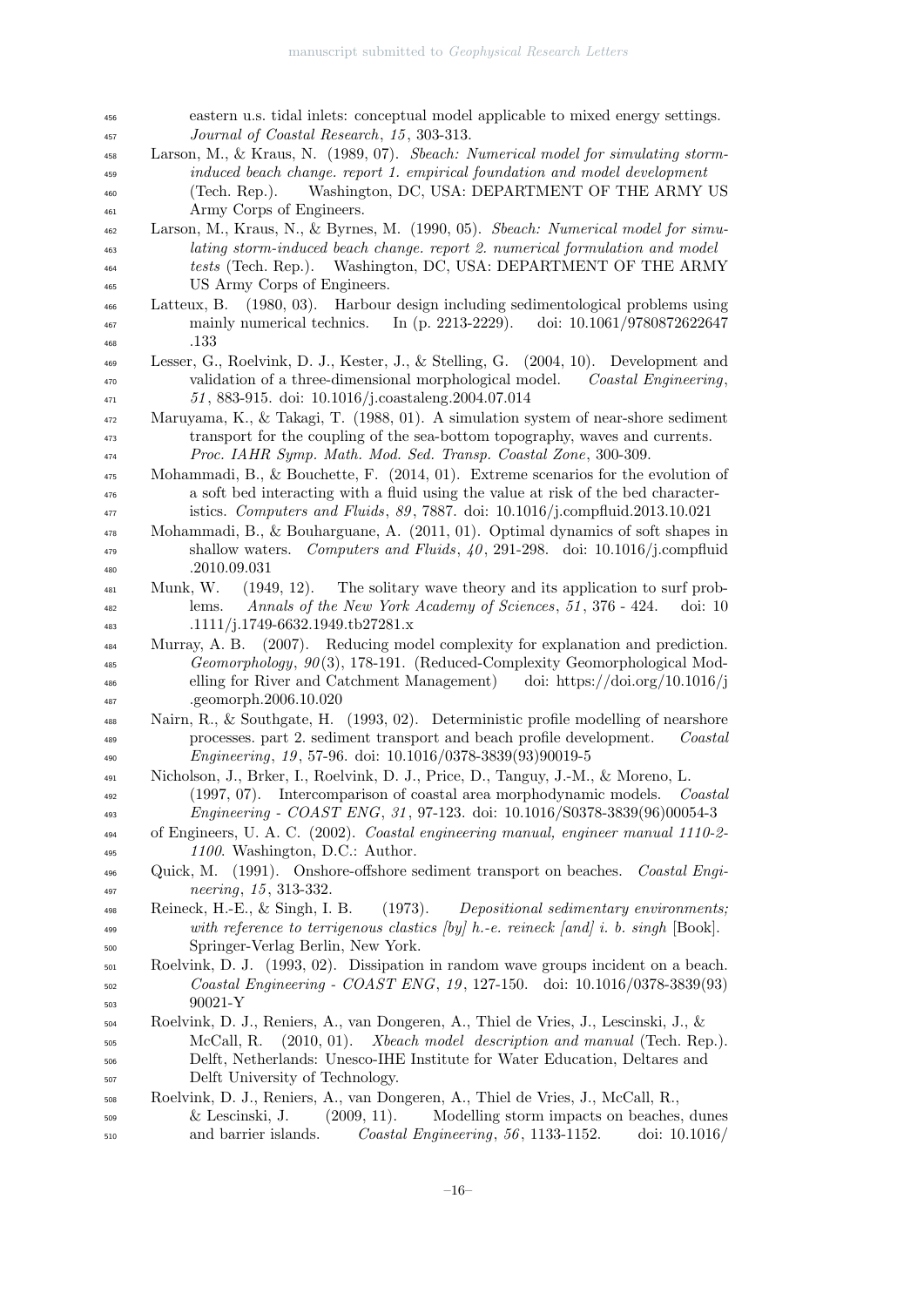eastern u.s. tidal inlets: conceptual model applicable to mixed energy settings. *Journal of Coastal Research*, *15*, 303-313.

Larson, M., & Kraus, N. (1989, 07). *Sbeach: Numerical model for simulating storm-induced beach change. report 1. empirical foundation and model development* (Tech. Rep.). Washington, DC, USA: DEPARTMENT OF THE ARMY US Army Corps of Engineers.

Larson, M., Kraus, N., & Byrnes, M. (1990, 05). *Sbeach: Numerical model for simulating storm-induced beach change. report 2. numerical formulation and model tests* (Tech. Rep.). Washington, DC, USA: DEPARTMENT OF THE ARMY US Army Corps of Engineers.

Latteux, B. (1980, 03). Harbour design including sedimentological problems using mainly numerical technics. In (p. 2213-2229). doi: 10.1061/9780872622647.133

Lesser, G., Roelvink, D. J., Kester, J., & Stelling, G. (2004, 10). Development and validation of a three-dimensional morphological model. *Coastal Engineering*, *51*, 883-915. doi: 10.1016/j.coastaleng.2004.07.014

Maruyama, K., & Takagi, T. (1988, 01). A simulation system of near-shore sediment transport for the coupling of the sea-bottom topography, waves and currents. *Proc. IAHR Symp. Math. Mod. Sed. Transp. Coastal Zone*, 300-309.

Mohammadi, B., & Bouchette, F. (2014, 01). Extreme scenarios for the evolution of a soft bed interacting with a fluid using the value at risk of the bed characteristics. *Computers and Fluids*, *89*, 7887. doi: 10.1016/j.compfluid.2013.10.021

Mohammadi, B., & Bouharguane, A. (2011, 01). Optimal dynamics of soft shapes in shallow waters. *Computers and Fluids*, *40*, 291-298. doi: 10.1016/j.compfluid.2010.09.031

Munk, W. (1949, 12). The solitary wave theory and its application to surf problems. *Annals of the New York Academy of Sciences*, *51*, 376 - 424. doi: 10.1111/j.1749-6632.1949.tb27281.x

Murray, A. B. (2007). Reducing model complexity for explanation and prediction. *Geomorphology*, *90*(3), 178-191. (Reduced-Complexity Geomorphological Modelling for River and Catchment Management) doi: https://doi.org/10.1016/j.geomorph.2006.10.020

Nairn, R., & Southgate, H. (1993, 02). Deterministic profile modelling of nearshore processes. part 2. sediment transport and beach profile development. *Coastal Engineering*, *19*, 57-96. doi: 10.1016/0378-3839(93)90019-5

Nicholson, J., Brker, I., Roelvink, D. J., Price, D., Tanguy, J.-M., & Moreno, L. (1997, 07). Intercomparison of coastal area morphodynamic models. *Coastal Engineering - COAST ENG*, *31*, 97-123. doi: 10.1016/S0378-3839(96)00054-3

of Engineers, U. A. C. (2002). *Coastal engineering manual, engineer manual 1110-2-1100*. Washington, D.C.: Author.

Quick, M. (1991). Onshore-offshore sediment transport on beaches. *Coastal Engineering*, *15*, 313-332.

Reineck, H.-E., & Singh, I. B. (1973). *Depositional sedimentary environments; with reference to terrigenous clastics [by] h.-e. reineck [and] i. b. singh* [Book]. Springer-Verlag Berlin, New York.

Roelvink, D. J. (1993, 02). Dissipation in random wave groups incident on a beach. *Coastal Engineering - COAST ENG*, *19*, 127-150. doi: 10.1016/0378-3839(93)90021-Y

Roelvink, D. J., Reniers, A., van Dongeren, A., Thiel de Vries, J., Lescinski, J., & McCall, R. (2010, 01). *Xbeach model description and manual* (Tech. Rep.). Delft, Netherlands: Unesco-IHE Institute for Water Education, Deltares and Delft University of Technology.

Roelvink, D. J., Reniers, A., van Dongeren, A., Thiel de Vries, J., McCall, R., & Lescinski, J. (2009, 11). Modelling storm impacts on beaches, dunes and barrier islands. *Coastal Engineering*, *56*, 1133-1152. doi: 10.1016/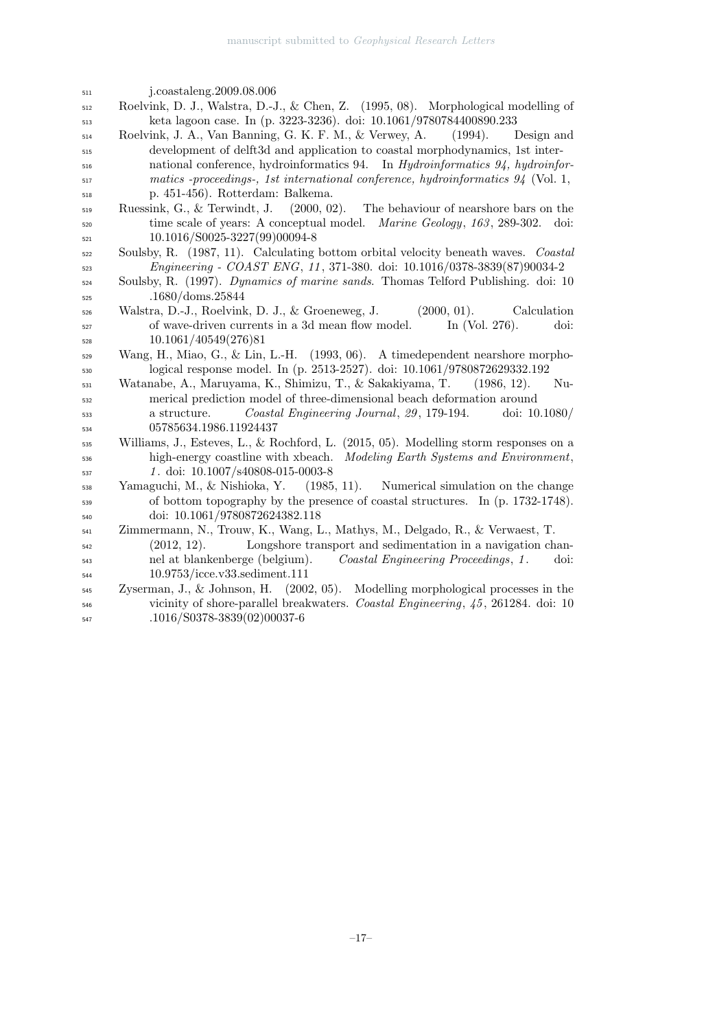j.coastaleng.2009.08.006

Roelvink, D. J., Walstra, D.-J., & Chen, Z. (1995, 08). Morphological modelling of keta lagoon case. In (p. 3223-3236). doi: 10.1061/9780784400890.233

Roelvink, J. A., Van Banning, G. K. F. M., & Verwey, A. (1994). Design and development of delft3d and application to coastal morphodynamics, 1st international conference, hydroinformatics 94. In *Hydroinformatics 94, hydroinformatics -proceedings-, 1st international conference, hydroinformatics 94* (Vol. 1, p. 451-456). Rotterdam: Balkema.

Ruessink, G., & Terwindt, J. (2000, 02). The behaviour of nearshore bars on the time scale of years: A conceptual model. *Marine Geology*, *163*, 289-302. doi: 10.1016/S0025-3227(99)00094-8

Soulsby, R. (1987, 11). Calculating bottom orbital velocity beneath waves. *Coastal Engineering - COAST ENG*, *11*, 371-380. doi: 10.1016/0378-3839(87)90034-2

Soulsby, R. (1997). *Dynamics of marine sands*. Thomas Telford Publishing. doi: 10.1680/doms.25844

Walstra, D.-J., Roelvink, D. J., & Groeneweg, J. (2000, 01). Calculation of wave-driven currents in a 3d mean flow model. In (Vol. 276). doi: 10.1061/40549(276)81

Wang, H., Miao, G., & Lin, L.-H. (1993, 06). A timedependent nearshore morphological response model. In (p. 2513-2527). doi: 10.1061/9780872629332.192

Watanabe, A., Maruyama, K., Shimizu, T., & Sakakiyama, T. (1986, 12). Numerical prediction model of three-dimensional beach deformation around a structure. *Coastal Engineering Journal*, *29*, 179-194. doi: 10.1080/05785634.1986.11924437

Williams, J., Esteves, L., & Rochford, L. (2015, 05). Modelling storm responses on a high-energy coastline with xbeach. *Modeling Earth Systems and Environment*, *1*. doi: 10.1007/s40808-015-0003-8

Yamaguchi, M., & Nishioka, Y. (1985, 11). Numerical simulation on the change of bottom topography by the presence of coastal structures. In (p. 1732-1748). doi: 10.1061/9780872624382.118

Zimmermann, N., Trouw, K., Wang, L., Mathys, M., Delgado, R., & Verwaest, T. (2012, 12). Longshore transport and sedimentation in a navigation channel at blankenberge (belgium). *Coastal Engineering Proceedings*, *1*. doi: 10.9753/icce.v33.sediment.111

Zyserman, J., & Johnson, H. (2002, 05). Modelling morphological processes in the vicinity of shore-parallel breakwaters. *Coastal Engineering*, *45*, 261284. doi: 10.1016/S0378-3839(02)00037-6